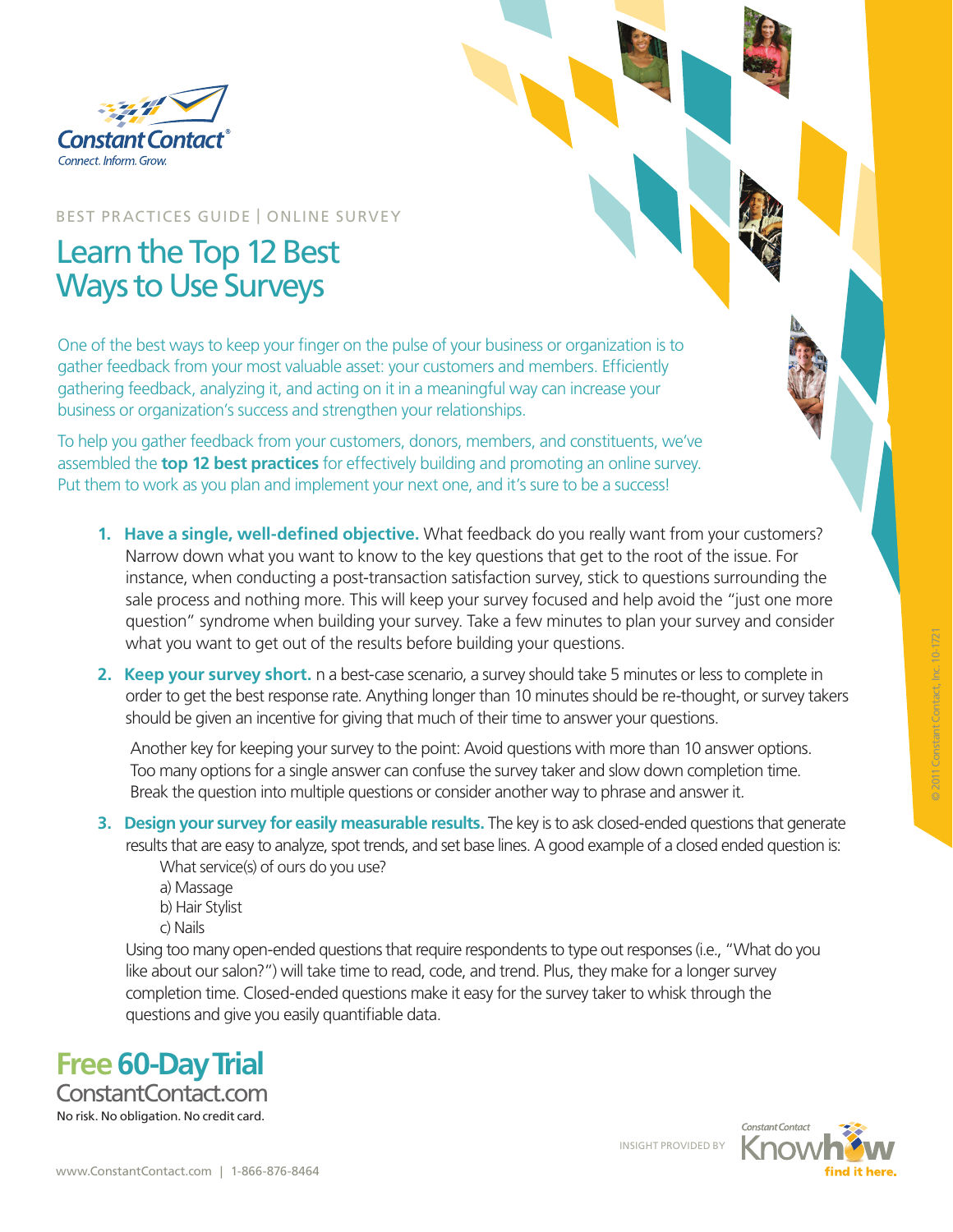Constant Contact®
Connect. Inform. Grow.

BEST PRACTICES GUIDE | ONLINE SURVEY

# Learn the Top 12 Best Ways to Use Surveys

One of the best ways to keep your finger on the pulse of your business or organization is to gather feedback from your most valuable asset: your customers and members. Efficiently gathering feedback, analyzing it, and acting on it in a meaningful way can increase your business or organization's success and strengthen your relationships.

To help you gather feedback from your customers, donors, members, and constituents, we've assembled the **top 12 best practices** for effectively building and promoting an online survey. Put them to work as you plan and implement your next one, and it's sure to be a success!

1. **Have a single, well-defined objective.** What feedback do you really want from your customers? Narrow down what you want to know to the key questions that get to the root of the issue. For instance, when conducting a post-transaction satisfaction survey, stick to questions surrounding the sale process and nothing more. This will keep your survey focused and help avoid the "just one more question" syndrome when building your survey. Take a few minutes to plan your survey and consider what you want to get out of the results before building your questions.

2. **Keep your survey short.** n a best-case scenario, a survey should take 5 minutes or less to complete in order to get the best response rate. Anything longer than 10 minutes should be re-thought, or survey takers should be given an incentive for giving that much of their time to answer your questions.

   Another key for keeping your survey to the point: Avoid questions with more than 10 answer options. Too many options for a single answer can confuse the survey taker and slow down completion time. Break the question into multiple questions or consider another way to phrase and answer it.

3. **Design your survey for easily measurable results.** The key is to ask closed-ended questions that generate results that are easy to analyze, spot trends, and set base lines. A good example of a closed ended question is:

   What service(s) of ours do you use?
   a) Massage
   b) Hair Stylist
   c) Nails

   Using too many open-ended questions that require respondents to type out responses (i.e., "What do you like about our salon?") will take time to read, code, and trend. Plus, they make for a longer survey completion time. Closed-ended questions make it easy for the survey taker to whisk through the questions and give you easily quantifiable data.

**Free 60-Day Trial**
ConstantContact.com
No risk. No obligation. No credit card.

INSIGHT PROVIDED BY Constant Contact Knowhow find it here.

www.ConstantContact.com | 1-866-876-8464

© 2011 Constant Contact, Inc. 10-1721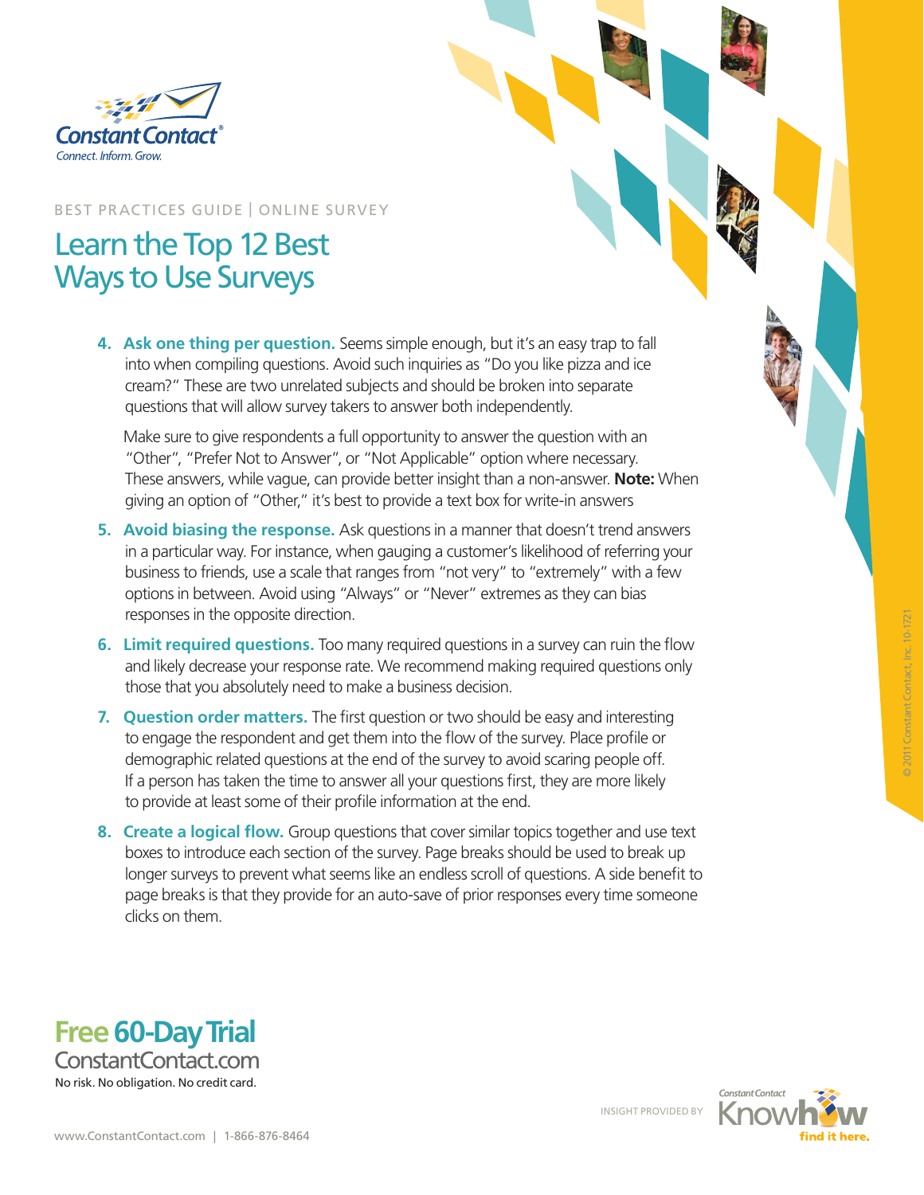BEST PRACTICES GUIDE | ONLINE SURVEY

# Learn the Top 12 Best Ways to Use Surveys

4. **Ask one thing per question.** Seems simple enough, but it's an easy trap to fall into when compiling questions. Avoid such inquiries as "Do you like pizza and ice cream?" These are two unrelated subjects and should be broken into separate questions that will allow survey takers to answer both independently.

   Make sure to give respondents a full opportunity to answer the question with an "Other", "Prefer Not to Answer", or "Not Applicable" option where necessary. These answers, while vague, can provide better insight than a non-answer. **Note:** When giving an option of "Other," it's best to provide a text box for write-in answers

5. **Avoid biasing the response.** Ask questions in a manner that doesn't trend answers in a particular way. For instance, when gauging a customer's likelihood of referring your business to friends, use a scale that ranges from "not very" to "extremely" with a few options in between. Avoid using "Always" or "Never" extremes as they can bias responses in the opposite direction.

6. **Limit required questions.** Too many required questions in a survey can ruin the flow and likely decrease your response rate. We recommend making required questions only those that you absolutely need to make a business decision.

7. **Question order matters.** The first question or two should be easy and interesting to engage the respondent and get them into the flow of the survey. Place profile or demographic related questions at the end of the survey to avoid scaring people off. If a person has taken the time to answer all your questions first, they are more likely to provide at least some of their profile information at the end.

8. **Create a logical flow.** Group questions that cover similar topics together and use text boxes to introduce each section of the survey. Page breaks should be used to break up longer surveys to prevent what seems like an endless scroll of questions. A side benefit to page breaks is that they provide for an auto-save of prior responses every time someone clicks on them.

**Free 60-Day Trial**
ConstantContact.com
No risk. No obligation. No credit card.

INSIGHT PROVIDED BY Constant Contact Knowhow find it here.

www.ConstantContact.com | 1-866-876-8464

© 2011 Constant Contact, Inc. 10-1721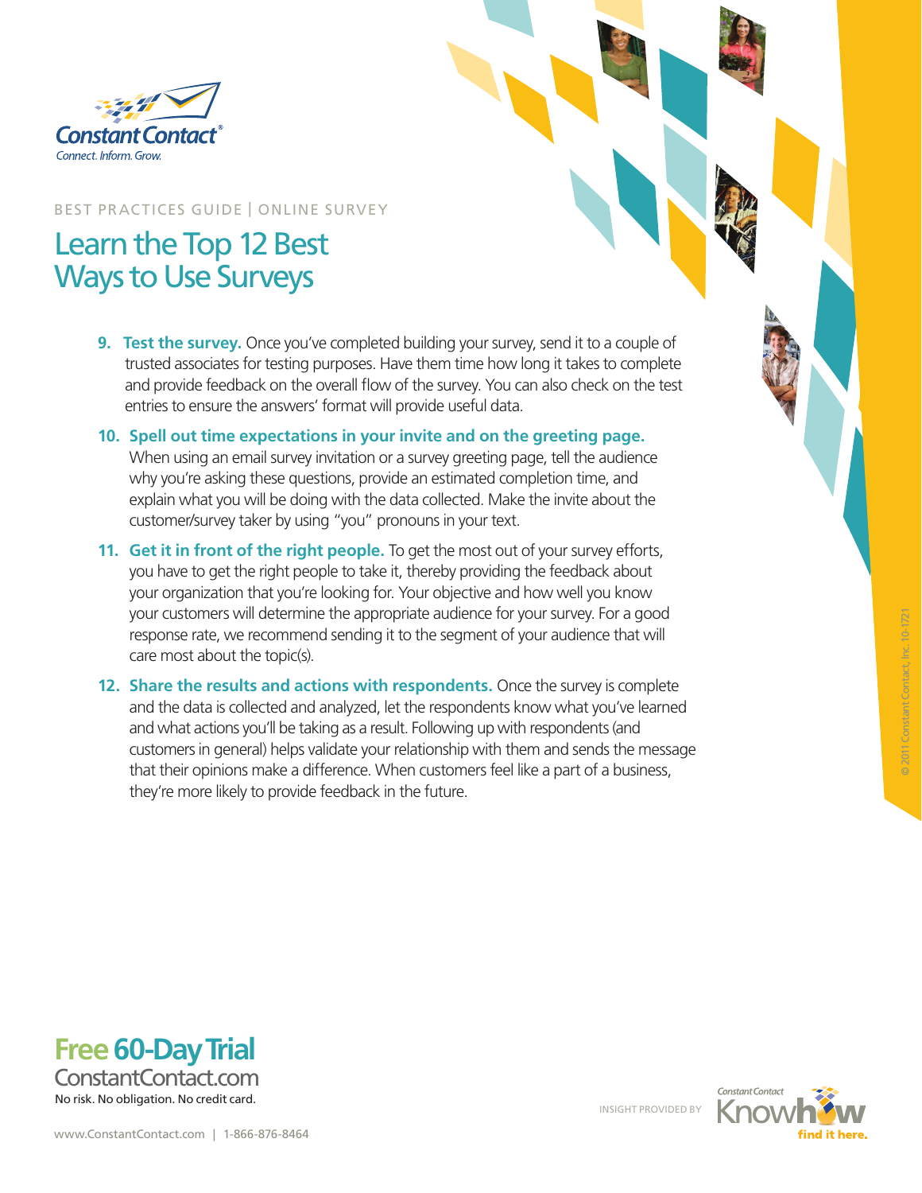BEST PRACTICES GUIDE | ONLINE SURVEY

# Learn the Top 12 Best Ways to Use Surveys

9. **Test the survey.** Once you've completed building your survey, send it to a couple of trusted associates for testing purposes. Have them time how long it takes to complete and provide feedback on the overall flow of the survey. You can also check on the test entries to ensure the answers' format will provide useful data.
10. **Spell out time expectations in your invite and on the greeting page.** When using an email survey invitation or a survey greeting page, tell the audience why you're asking these questions, provide an estimated completion time, and explain what you will be doing with the data collected. Make the invite about the customer/survey taker by using "you" pronouns in your text.
11. **Get it in front of the right people.** To get the most out of your survey efforts, you have to get the right people to take it, thereby providing the feedback about your organization that you're looking for. Your objective and how well you know your customers will determine the appropriate audience for your survey. For a good response rate, we recommend sending it to the segment of your audience that will care most about the topic(s).
12. **Share the results and actions with respondents.** Once the survey is complete and the data is collected and analyzed, let the respondents know what you've learned and what actions you'll be taking as a result. Following up with respondents (and customers in general) helps validate your relationship with them and sends the message that their opinions make a difference. When customers feel like a part of a business, they're more likely to provide feedback in the future.

**Free 60-Day Trial**
ConstantContact.com
No risk. No obligation. No credit card.

INSIGHT PROVIDED BY Constant Contact Knowhow find it here.

www.ConstantContact.com | 1-866-876-8464

© 2011 Constant Contact, Inc. 10-1721